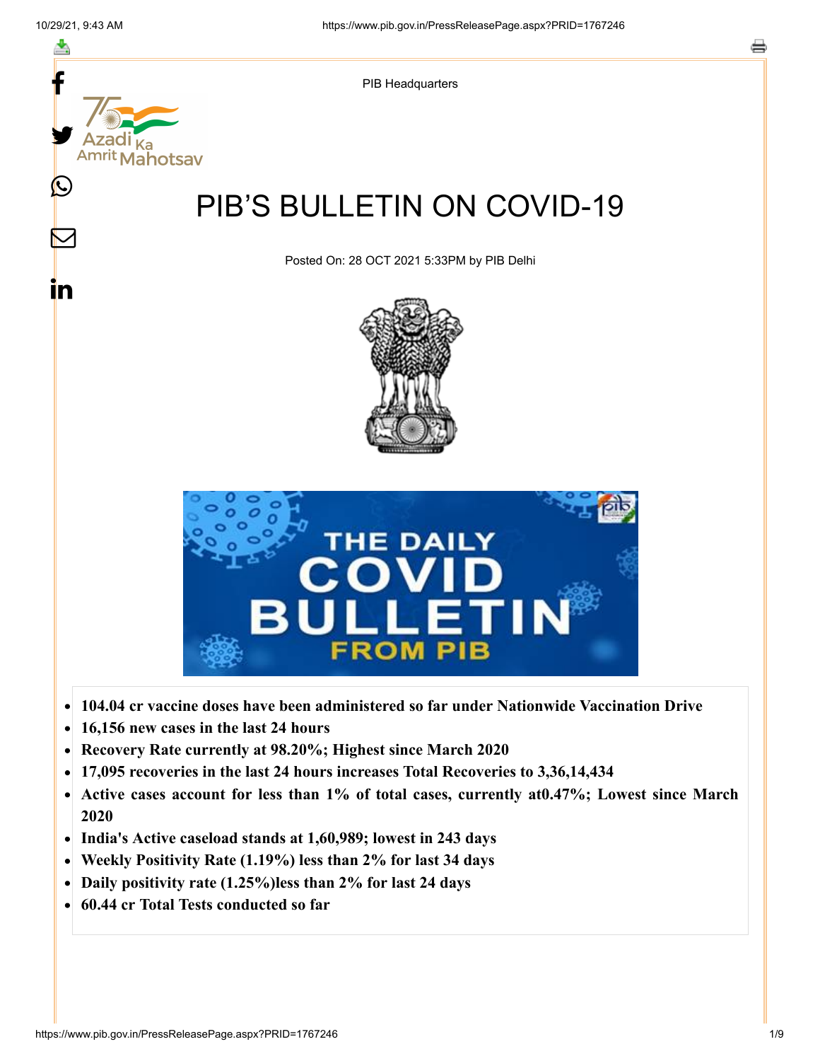PIB Headquarters

# PIB'S BULLETIN ON COVID-19

Posted On: 28 OCT 2021 5:33PM by PIB Delhi

- **104.04 cr vaccine doses have been administered so far under Nationwide Vaccination Drive**
- **16,156 new cases in the last 24 hours**
- **Recovery Rate currently at 98.20%; Highest since March 2020**
- **17,095 recoveries in the last 24 hours increases Total Recoveries to 3,36,14,434**
- **Active cases account for less than 1% of total cases, currently at0.47%; Lowest since March 2020**
- **India's Active caseload stands at 1,60,989; lowest in 243 days**
- **Weekly Positivity Rate (1.19%) less than 2% for last 34 days**
- **Daily positivity rate (1.25%)less than 2% for last 24 days**
- **60.44 cr Total Tests conducted so far**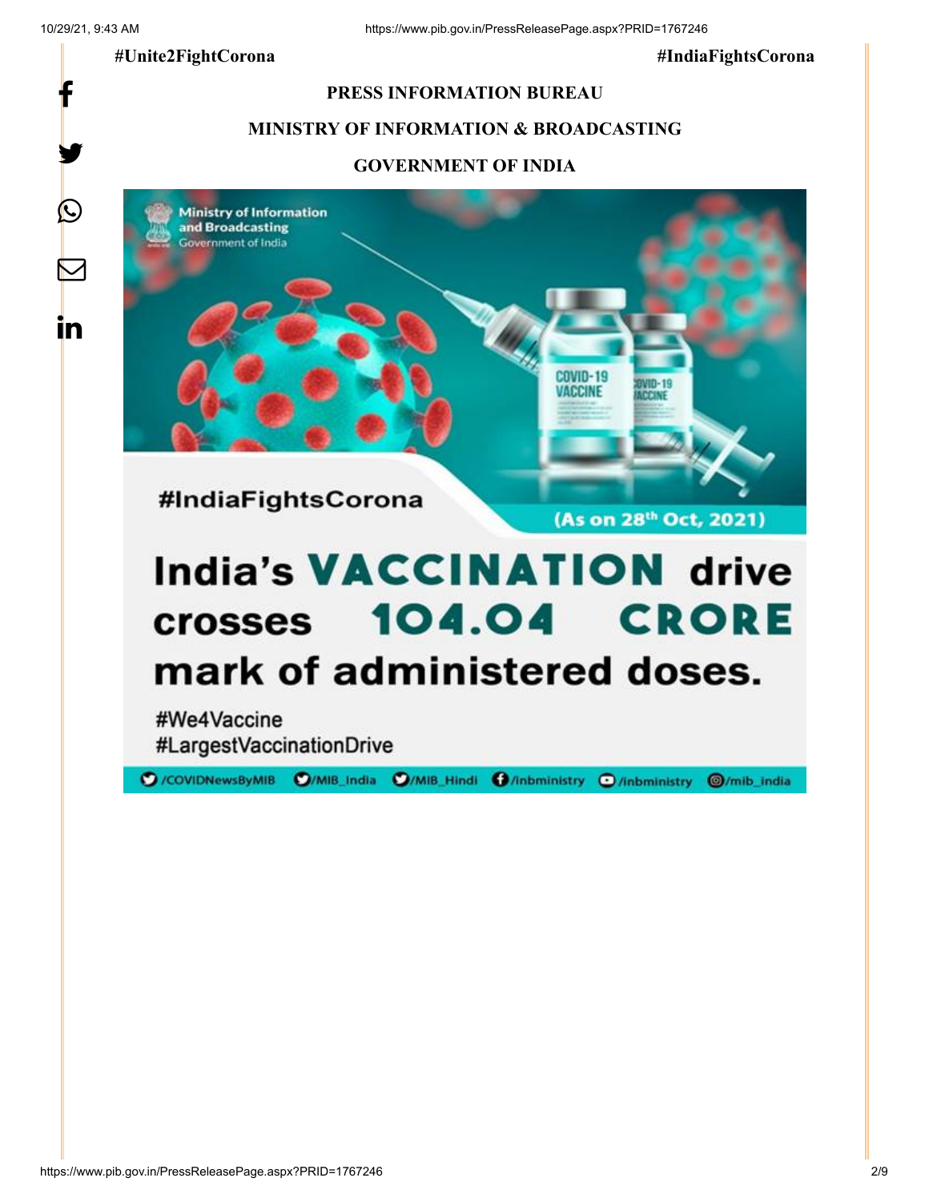#Unite2FightCorona #IndiaFightsCorona

**PRESS INFORMATION BUREAU**

**MINISTRY OF INFORMATION & BROADCASTING**

**GOVERNMENT OF INDIA**

Ministry of Information and Broadcasting
Government of India

#IndiaFightsCorona

(As on 28th Oct, 2021)

India's VACCINATION drive crosses 104.04 CRORE mark of administered doses.

#We4Vaccine
#LargestVaccinationDrive

/COVIDNewsByMIB /MIB_India /MIB_Hindi /inbministry /inbministry /mib_india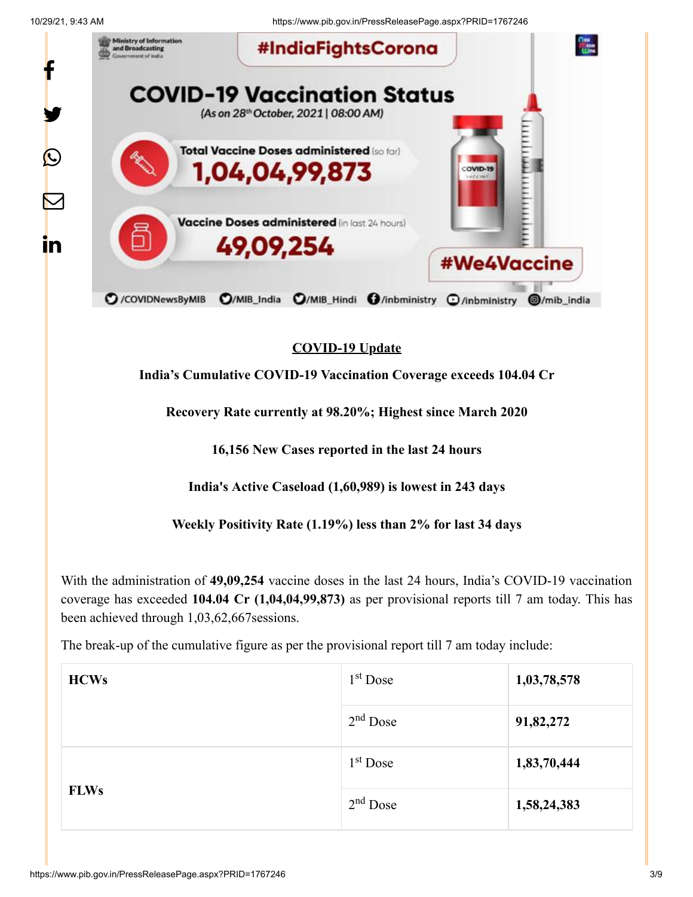**COVID-19 Update**

**India's Cumulative COVID-19 Vaccination Coverage exceeds 104.04 Cr**

**Recovery Rate currently at 98.20%; Highest since March 2020**

**16,156 New Cases reported in the last 24 hours**

**India's Active Caseload (1,60,989) is lowest in 243 days**

**Weekly Positivity Rate (1.19%) less than 2% for last 34 days**

With the administration of **49,09,254** vaccine doses in the last 24 hours, India's COVID-19 vaccination coverage has exceeded **104.04 Cr (1,04,04,99,873)** as per provisional reports till 7 am today. This has been achieved through 1,03,62,667sessions.

The break-up of the cumulative figure as per the provisional report till 7 am today include:

| | | |
|---|---|---|
| **HCWs** | 1st Dose | **1,03,78,578** |
| | 2nd Dose | **91,82,272** |
| **FLWs** | 1st Dose | **1,83,70,444** |
| | 2nd Dose | **1,58,24,383** |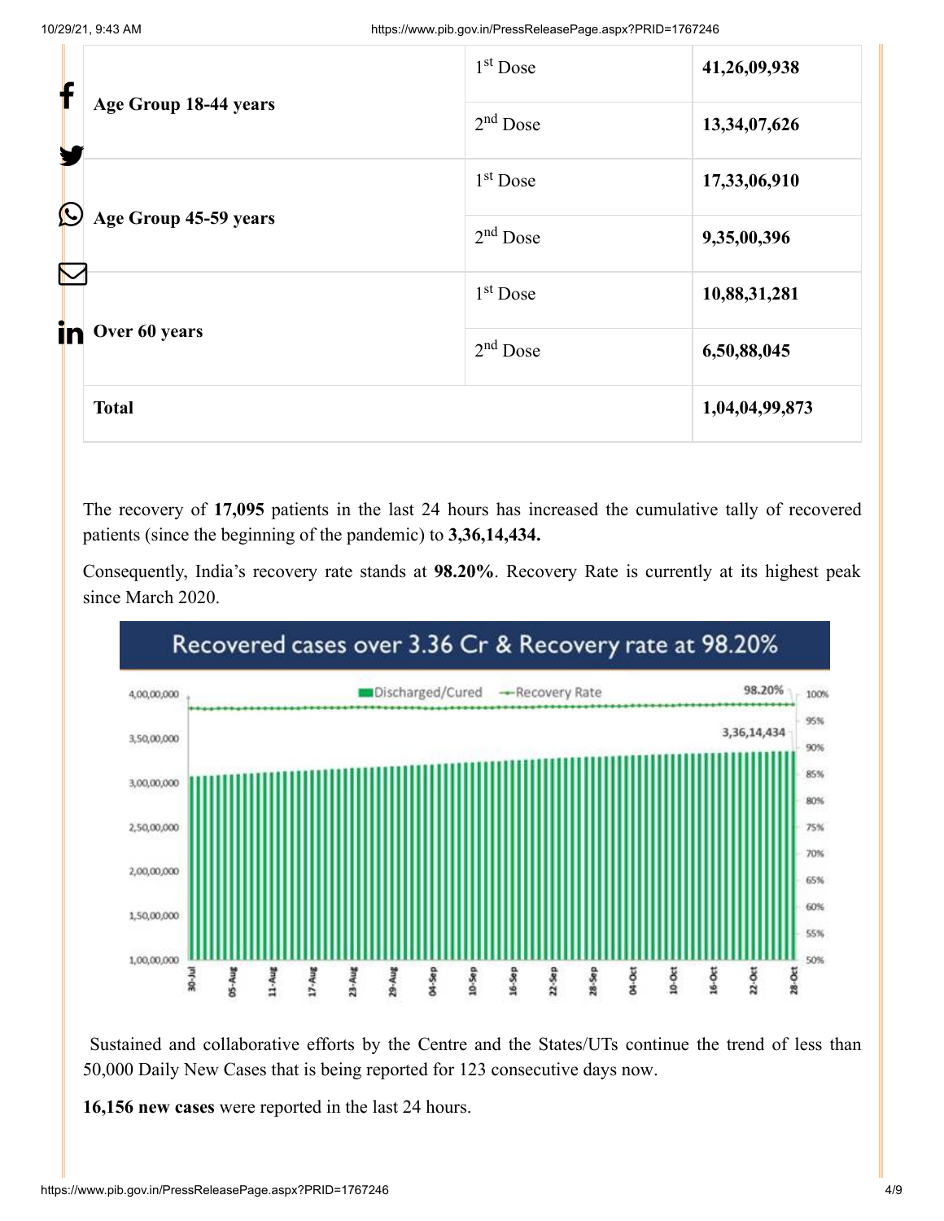| | | |
|---|---|---|
| **Age Group 18-44 years** | 1st Dose | **41,26,09,938** |
| | 2nd Dose | **13,34,07,626** |
| **Age Group 45-59 years** | 1st Dose | **17,33,06,910** |
| | 2nd Dose | **9,35,00,396** |
| **Over 60 years** | 1st Dose | **10,88,31,281** |
| | 2nd Dose | **6,50,88,045** |
| **Total** | | **1,04,04,99,873** |

The recovery of **17,095** patients in the last 24 hours has increased the cumulative tally of recovered patients (since the beginning of the pandemic) to **3,36,14,434.**

Consequently, India's recovery rate stands at **98.20%**. Recovery Rate is currently at its highest peak since March 2020.

Sustained and collaborative efforts by the Centre and the States/UTs continue the trend of less than 50,000 Daily New Cases that is being reported for 123 consecutive days now.

**16,156 new cases** were reported in the last 24 hours.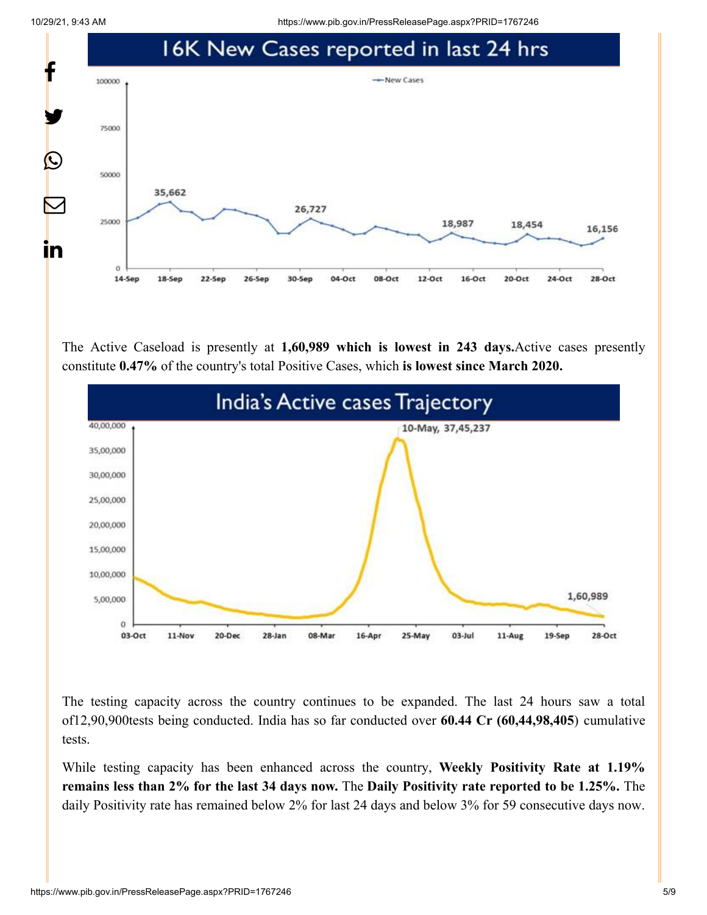## 16K New Cases reported in last 24 hrs

The Active Caseload is presently at **1,60,989 which is lowest in 243 days.**Active cases presently constitute **0.47%** of the country's total Positive Cases, which **is lowest since March 2020.**

## India's Active cases Trajectory

The testing capacity across the country continues to be expanded. The last 24 hours saw a total of12,90,900tests being conducted. India has so far conducted over **60.44 Cr (60,44,98,405**) cumulative tests.

While testing capacity has been enhanced across the country, **Weekly Positivity Rate at 1.19% remains less than 2% for the last 34 days now.** The **Daily Positivity rate reported to be 1.25%.** The daily Positivity rate has remained below 2% for last 24 days and below 3% for 59 consecutive days now.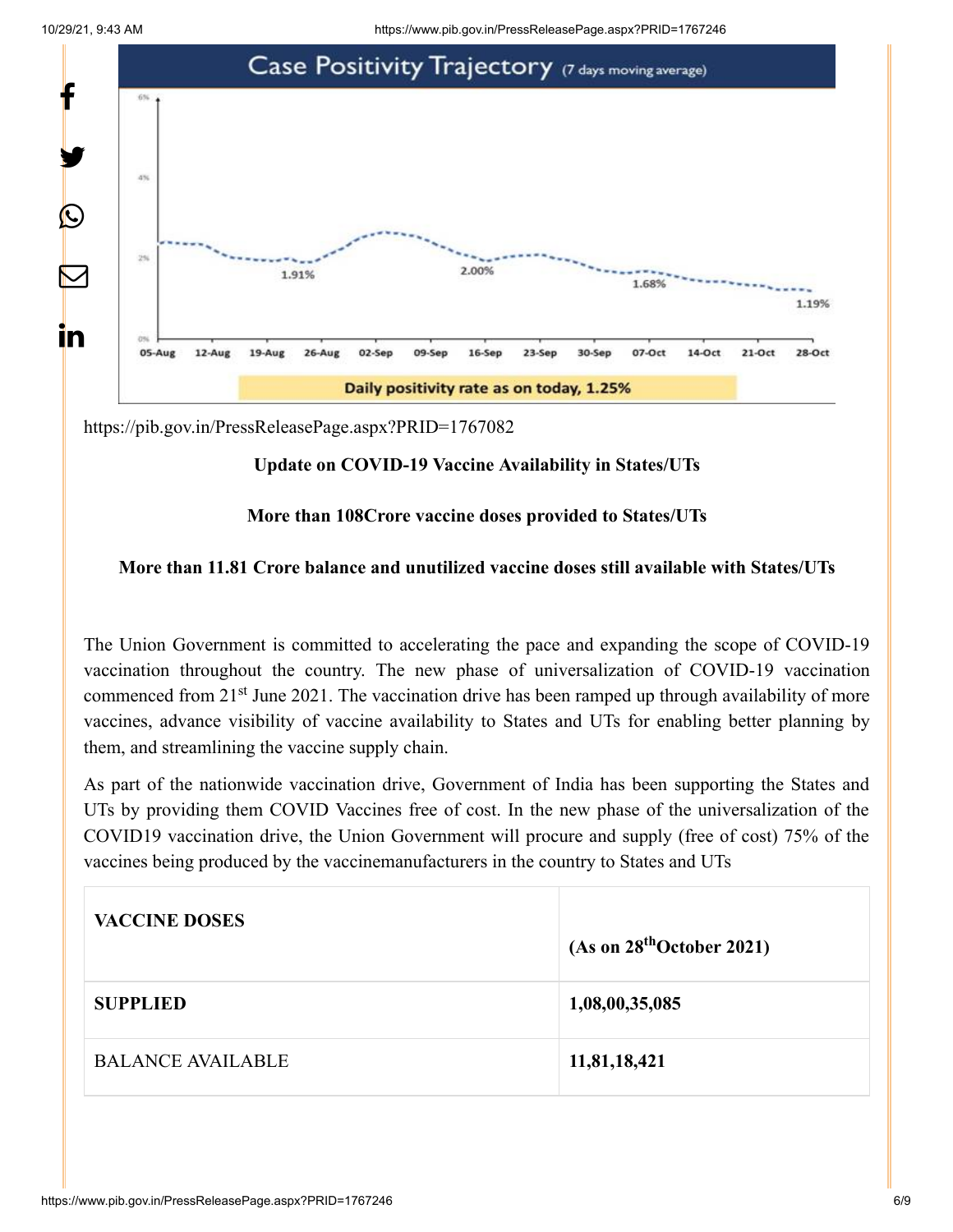Case Positivity Trajectory (7 days moving average)

Daily positivity rate as on today, 1.25%

https://pib.gov.in/PressReleasePage.aspx?PRID=1767082

**Update on COVID-19 Vaccine Availability in States/UTs**

**More than 108Crore vaccine doses provided to States/UTs**

**More than 11.81 Crore balance and unutilized vaccine doses still available with States/UTs**

The Union Government is committed to accelerating the pace and expanding the scope of COVID-19 vaccination throughout the country. The new phase of universalization of COVID-19 vaccination commenced from 21st June 2021. The vaccination drive has been ramped up through availability of more vaccines, advance visibility of vaccine availability to States and UTs for enabling better planning by them, and streamlining the vaccine supply chain.

As part of the nationwide vaccination drive, Government of India has been supporting the States and UTs by providing them COVID Vaccines free of cost. In the new phase of the universalization of the COVID19 vaccination drive, the Union Government will procure and supply (free of cost) 75% of the vaccines being produced by the vaccinemanufacturers in the country to States and UTs

| **VACCINE DOSES** | **(As on 28thOctober 2021)** |
|---|---|
| **SUPPLIED** | **1,08,00,35,085** |
| BALANCE AVAILABLE | **11,81,18,421** |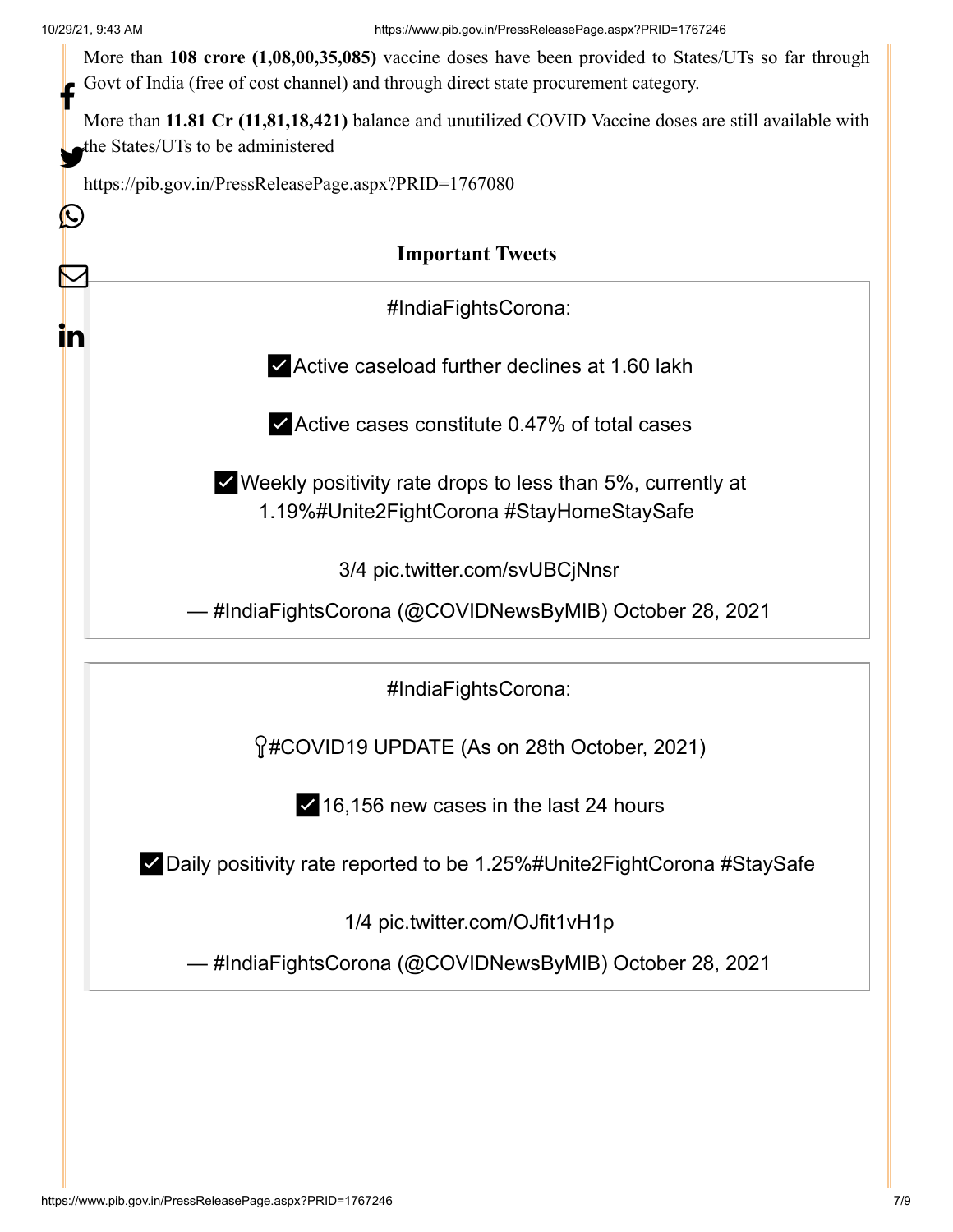More than **108 crore (1,08,00,35,085)** vaccine doses have been provided to States/UTs so far through Govt of India (free of cost channel) and through direct state procurement category.

More than **11.81 Cr (11,81,18,421)** balance and unutilized COVID Vaccine doses are still available with the States/UTs to be administered

https://pib.gov.in/PressReleasePage.aspx?PRID=1767080

**Important Tweets**

> #IndiaFightsCorona:
>
> ✅Active caseload further declines at 1.60 lakh
>
> ✅Active cases constitute 0.47% of total cases
>
> ✅Weekly positivity rate drops to less than 5%, currently at 1.19%#Unite2FightCorona #StayHomeStaySafe
>
> 3/4 pic.twitter.com/svUBCjNnsr
>
> — #IndiaFightsCorona (@COVIDNewsByMIB) October 28, 2021

> #IndiaFightsCorona:
>
> 📍#COVID19 UPDATE (As on 28th October, 2021)
>
> ✅16,156 new cases in the last 24 hours
>
> ✅Daily positivity rate reported to be 1.25%#Unite2FightCorona #StaySafe
>
> 1/4 pic.twitter.com/OJfit1vH1p
>
> — #IndiaFightsCorona (@COVIDNewsByMIB) October 28, 2021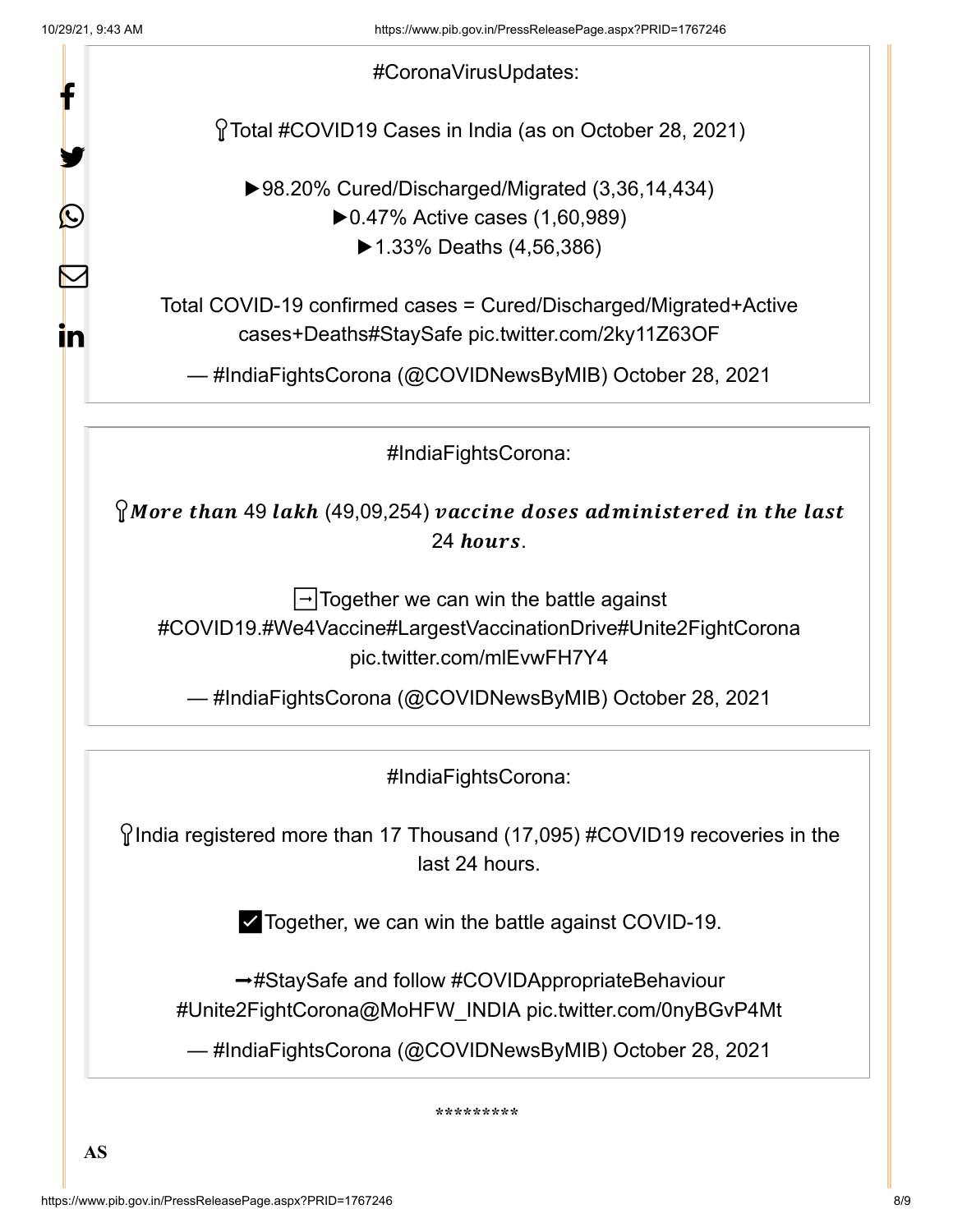#CoronaVirusUpdates:

📍Total #COVID19 Cases in India (as on October 28, 2021)

▶98.20% Cured/Discharged/Migrated (3,36,14,434)
▶0.47% Active cases (1,60,989)
▶1.33% Deaths (4,56,386)

Total COVID-19 confirmed cases = Cured/Discharged/Migrated+Active cases+Deaths#StaySafe pic.twitter.com/2ky11Z63OF

— #IndiaFightsCorona (@COVIDNewsByMIB) October 28, 2021

#IndiaFightsCorona:

📍***More than*** 49 ***lakh*** (49,09,254) ***vaccine doses administered in the last*** 24 ***hours***.

➡Together we can win the battle against #COVID19.#We4Vaccine#LargestVaccinationDrive#Unite2FightCorona pic.twitter.com/mlEvwFH7Y4

— #IndiaFightsCorona (@COVIDNewsByMIB) October 28, 2021

#IndiaFightsCorona:

📍India registered more than 17 Thousand (17,095) #COVID19 recoveries in the last 24 hours.

✅Together, we can win the battle against COVID-19.

➡#StaySafe and follow #COVIDAppropriateBehaviour #Unite2FightCorona@MoHFW_INDIA pic.twitter.com/0nyBGvP4Mt

— #IndiaFightsCorona (@COVIDNewsByMIB) October 28, 2021

*********

**AS**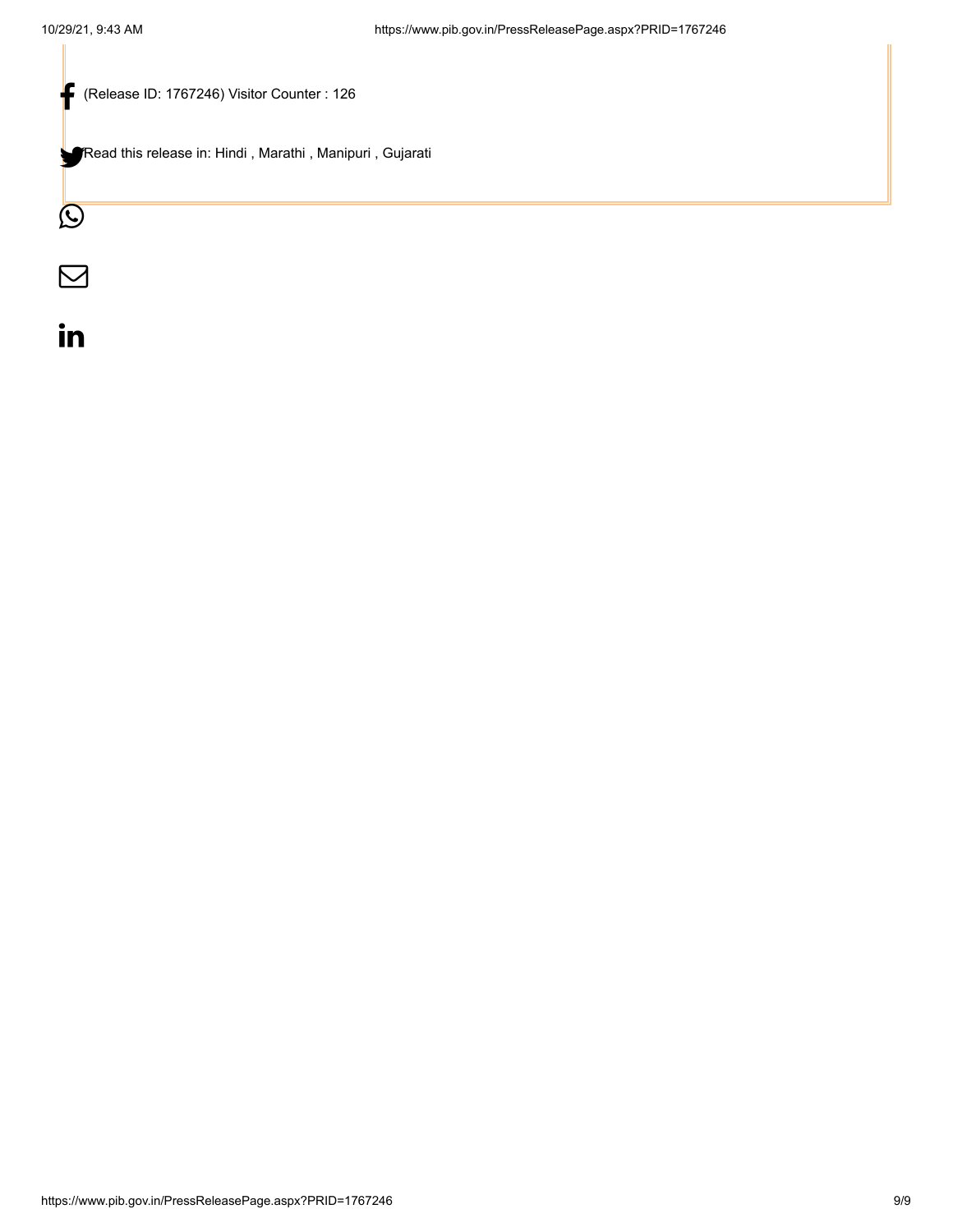(Release ID: 1767246) Visitor Counter : 126

Read this release in: Hindi , Marathi , Manipuri , Gujarati